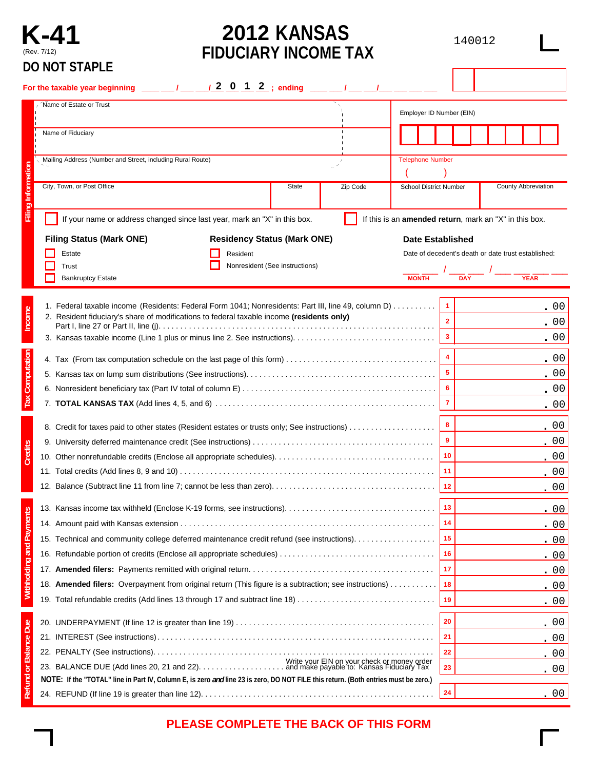# K-41

(Rev. 7/12)

**DO NOT STAPLE**

# 2012 KANSAS FIDUCIARY INCOME TAX

140012

For the taxable year beginning ___ / ___ / 2 0 1 2 ; ending ___ / ___ / ______

## Filing Information

Name of Estate or Trust

Employer ID Number (EIN)

Name of Fiduciary

Mailing Address (Number and Street, including Rural Route)

Telephone Number ( )

City, Town, or Post Office | State | Zip Code

School District Number | County Abbreviation

☐ If your name or address changed since last year, mark an "X" in this box.

☐ If this is an **amended return**, mark an "X" in this box.

**Filing Status (Mark ONE)**

☐ Estate
☐ Trust
☐ Bankruptcy Estate

**Residency Status (Mark ONE)**

☐ Resident
☐ Nonresident (See instructions)

**Date Established**

Date of decedent's death or date trust established:

___ / ___ / ______
MONTH DAY YEAR

## Income

| | Line | Amount |
|---|---|---|
| 1. Federal taxable income (Residents: Federal Form 1041; Nonresidents: Part III, line 49, column D) | 1 | .00 |
| 2. Resident fiduciary's share of modifications to federal taxable income **(residents only)** Part I, line 27 or Part II, line (j) | 2 | .00 |
| 3. Kansas taxable income (Line 1 plus or minus line 2. See instructions) | 3 | .00 |

## Tax Computation

| | Line | Amount |
|---|---|---|
| 4. Tax (From tax computation schedule on the last page of this form) | 4 | .00 |
| 5. Kansas tax on lump sum distributions (See instructions) | 5 | .00 |
| 6. Nonresident beneficiary tax (Part IV total of column E) | 6 | .00 |
| 7. **TOTAL KANSAS TAX** (Add lines 4, 5, and 6) | 7 | .00 |

## Credits

| | Line | Amount |
|---|---|---|
| 8. Credit for taxes paid to other states (Resident estates or trusts only; See instructions) | 8 | .00 |
| 9. University deferred maintenance credit (See instructions) | 9 | .00 |
| 10. Other nonrefundable credits (Enclose all appropriate schedules) | 10 | .00 |
| 11. Total credits (Add lines 8, 9 and 10) | 11 | .00 |
| 12. Balance (Subtract line 11 from line 7; cannot be less than zero) | 12 | .00 |

## Withholding and Payments

| | Line | Amount |
|---|---|---|
| 13. Kansas income tax withheld (Enclose K-19 forms, see instructions) | 13 | .00 |
| 14. Amount paid with Kansas extension | 14 | .00 |
| 15. Technical and community college deferred maintenance credit refund (see instructions) | 15 | .00 |
| 16. Refundable portion of credits (Enclose all appropriate schedules) | 16 | .00 |
| 17. **Amended filers:** Payments remitted with original return | 17 | .00 |
| 18. **Amended filers:** Overpayment from original return (This figure is a subtraction; see instructions) | 18 | .00 |
| 19. Total refundable credits (Add lines 13 through 17 and subtract line 18) | 19 | .00 |

## Refund or Balance Due

| | Line | Amount |
|---|---|---|
| 20. UNDERPAYMENT (If line 12 is greater than line 19) | 20 | .00 |
| 21. INTEREST (See instructions) | 21 | .00 |
| 22. PENALTY (See instructions) | 22 | .00 |
| 23. BALANCE DUE (Add lines 20, 21 and 22). Write your EIN on your check or money order and make payable to: Kansas Fiduciary Tax | 23 | .00 |
| 24. REFUND (If line 19 is greater than line 12) | 24 | .00 |

**NOTE: If the "TOTAL" line in Part IV, Column E, is zero *and* line 23 is zero, DO NOT FILE this return. (Both entries must be zero.)**

**PLEASE COMPLETE THE BACK OF THIS FORM**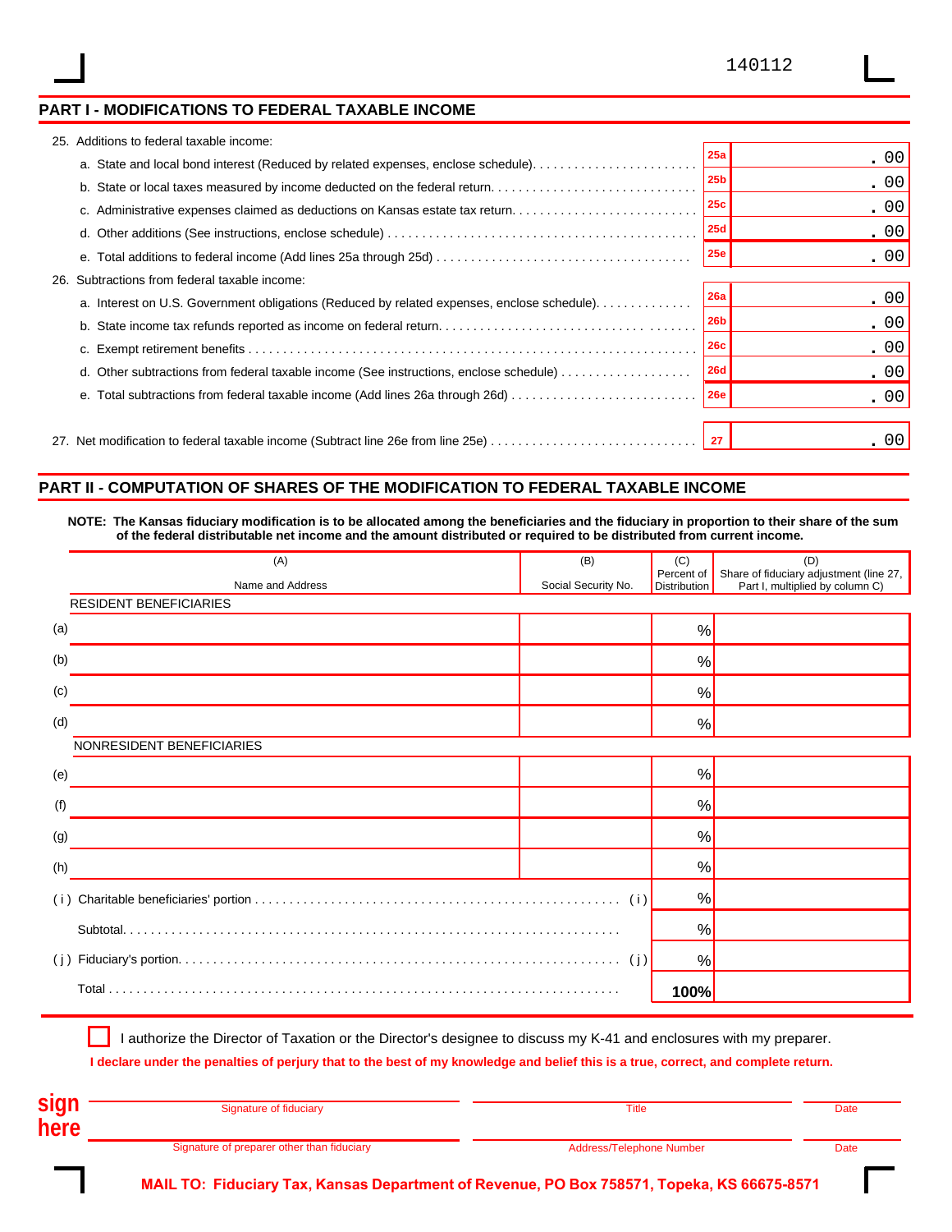140112

## PART I - MODIFICATIONS TO FEDERAL TAXABLE INCOME

25. Additions to federal taxable income:

| | | |
|---|---|---|
| a. State and local bond interest (Reduced by related expenses, enclose schedule) | 25a | .00 |
| b. State or local taxes measured by income deducted on the federal return | 25b | .00 |
| c. Administrative expenses claimed as deductions on Kansas estate tax return | 25c | .00 |
| d. Other additions (See instructions, enclose schedule) | 25d | .00 |
| e. Total additions to federal income (Add lines 25a through 25d) | 25e | .00 |

26. Subtractions from federal taxable income:

| | | |
|---|---|---|
| a. Interest on U.S. Government obligations (Reduced by related expenses, enclose schedule) | 26a | .00 |
| b. State income tax refunds reported as income on federal return | 26b | .00 |
| c. Exempt retirement benefits | 26c | .00 |
| d. Other subtractions from federal taxable income (See instructions, enclose schedule) | 26d | .00 |
| e. Total subtractions from federal taxable income (Add lines 26a through 26d) | 26e | .00 |

| | | |
|---|---|---|
| 27. Net modification to federal taxable income (Subtract line 26e from line 25e) | 27 | .00 |

## PART II - COMPUTATION OF SHARES OF THE MODIFICATION TO FEDERAL TAXABLE INCOME

**NOTE: The Kansas fiduciary modification is to be allocated among the beneficiaries and the fiduciary in proportion to their share of the sum of the federal distributable net income and the amount distributed or required to be distributed from current income.**

| | (A) Name and Address | (B) Social Security No. | (C) Percent of Distribution | (D) Share of fiduciary adjustment (line 27, Part I, multiplied by column C) |
|---|---|---|---|---|
| | RESIDENT BENEFICIARIES | | | |
| (a) | | | % | |
| (b) | | | % | |
| (c) | | | % | |
| (d) | | | % | |
| | NONRESIDENT BENEFICIARIES | | | |
| (e) | | | % | |
| (f) | | | % | |
| (g) | | | % | |
| (h) | | | % | |
| (i) | Charitable beneficiaries' portion | (i) | % | |
| | Subtotal | | % | |
| (j) | Fiduciary's portion | (j) | % | |
| | Total | | 100% | |

☐ I authorize the Director of Taxation or the Director's designee to discuss my K-41 and enclosures with my preparer.

**I declare under the penalties of perjury that to the best of my knowledge and belief this is a true, correct, and complete return.**

**sign here**

| | | |
|---|---|---|
| Signature of fiduciary | Title | Date |
| Signature of preparer other than fiduciary | Address/Telephone Number | Date |

**MAIL TO: Fiduciary Tax, Kansas Department of Revenue, PO Box 758571, Topeka, KS 66675-8571**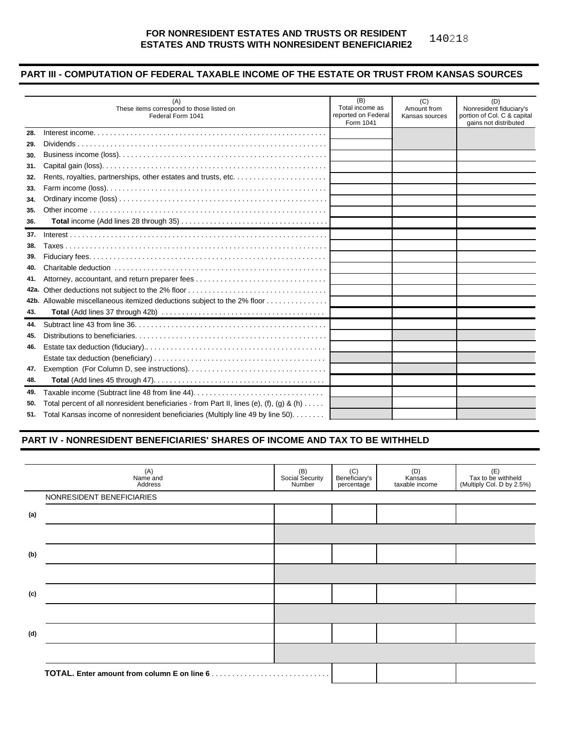FOR NONRESIDENT ESTATES AND TRUSTS OR RESIDENT ESTATES AND TRUSTS WITH NONRESIDENT BENEFICIARIE2

140218

## PART III - COMPUTATION OF FEDERAL TAXABLE INCOME OF THE ESTATE OR TRUST FROM KANSAS SOURCES

| | (A) These items correspond to those listed on Federal Form 1041 | (B) Total income as reported on Federal Form 1041 | (C) Amount from Kansas sources | (D) Nonresident fiduciary's portion of Col. C & capital gains not distributed |
|---|---|---|---|---|
| 28. | Interest income | | | |
| 29. | Dividends | | | |
| 30. | Business income (loss) | | | |
| 31. | Capital gain (loss) | | | |
| 32. | Rents, royalties, partnerships, other estates and trusts, etc. | | | |
| 33. | Farm income (loss) | | | |
| 34. | Ordinary income (loss) | | | |
| 35. | Other income | | | |
| 36. | **Total** income (Add lines 28 through 35) | | | |
| 37. | Interest | | | |
| 38. | Taxes | | | |
| 39. | Fiduciary fees | | | |
| 40. | Charitable deduction | | | |
| 41. | Attorney, accountant, and return preparer fees | | | |
| 42a. | Other deductions not subject to the 2% floor | | | |
| 42b. | Allowable miscellaneous itemized deductions subject to the 2% floor | | | |
| 43. | **Total** (Add lines 37 through 42b) | | | |
| 44. | Subtract line 43 from line 36 | | | |
| 45. | Distributions to beneficiaries | | | |
| 46. | Estate tax deduction (fiduciary) | | | |
| | Estate tax deduction (beneficiary) | | | |
| 47. | Exemption (For Column D, see instructions) | | | |
| 48. | **Total** (Add lines 45 through 47) | | | |
| 49. | Taxable income (Subtract line 48 from line 44) | | | |
| 50. | Total percent of all nonresident beneficiaries - from Part II, lines (e), (f), (g) & (h) | | | |
| 51. | Total Kansas income of nonresident beneficiaries (Multiply line 49 by line 50) | | | |

## PART IV - NONRESIDENT BENEFICIARIES' SHARES OF INCOME AND TAX TO BE WITHHELD

| | (A) Name and Address | (B) Social Security Number | (C) Beneficiary's percentage | (D) Kansas taxable income | (E) Tax to be withheld (Multiply Col. D by 2.5%) |
|---|---|---|---|---|---|
| | NONRESIDENT BENEFICIARIES | | | | |
| (a) | | | | | |
| | | | | | |
| (b) | | | | | |
| | | | | | |
| (c) | | | | | |
| | | | | | |
| (d) | | | | | |
| | | | | | |
| | **TOTAL. Enter amount from column E on line 6** | | | | |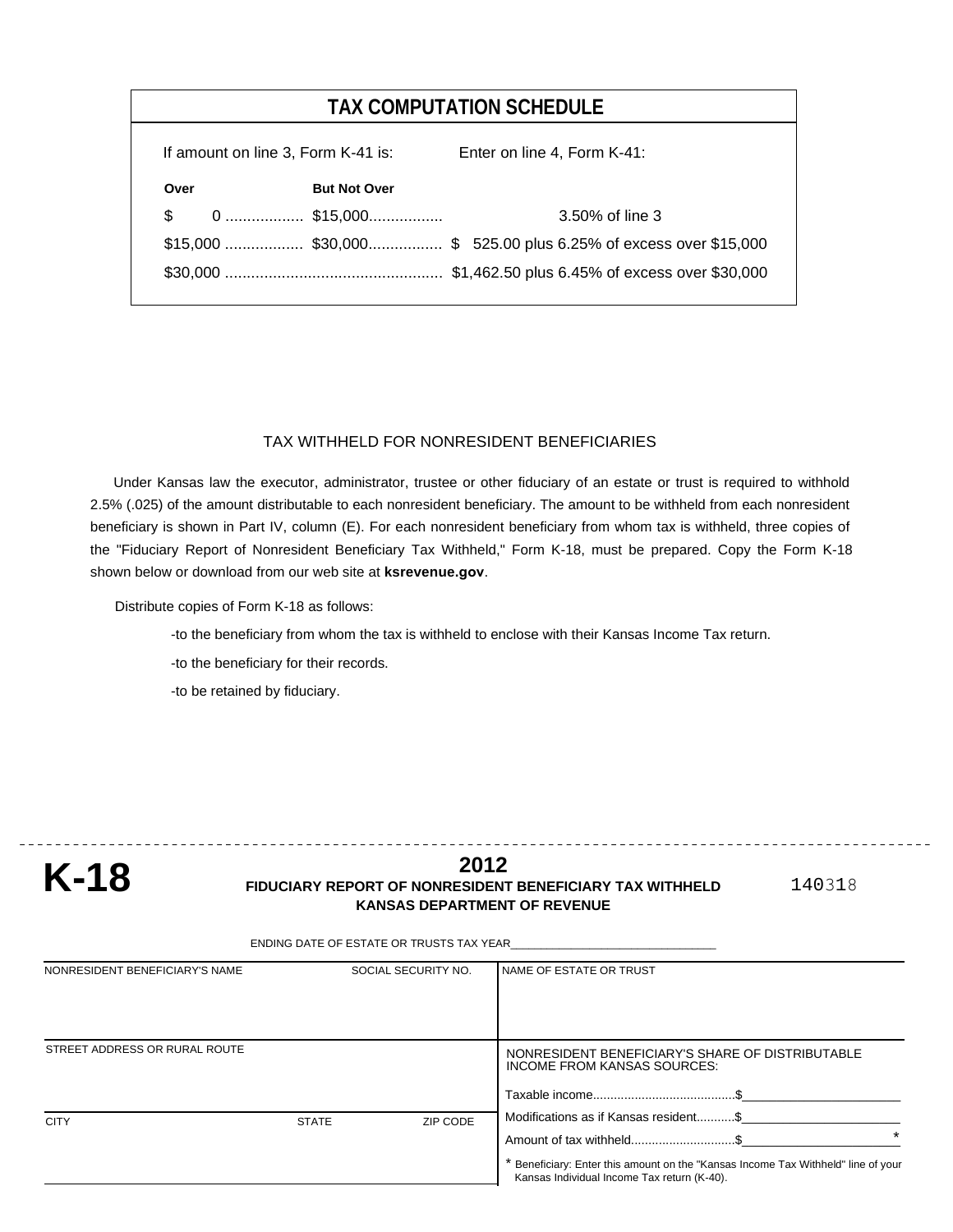## TAX COMPUTATION SCHEDULE

| If amount on line 3, Form K-41 is: | | Enter on line 4, Form K-41: |
|---|---|---|
| **Over** | **But Not Over** | |
| $ 0 | $15,000 | 3.50% of line 3 |
| $15,000 | $30,000 | $ 525.00 plus 6.25% of excess over $15,000 |
| $30,000 | | $1,462.50 plus 6.45% of excess over $30,000 |

### TAX WITHHELD FOR NONRESIDENT BENEFICIARIES

Under Kansas law the executor, administrator, trustee or other fiduciary of an estate or trust is required to withhold 2.5% (.025) of the amount distributable to each nonresident beneficiary. The amount to be withheld from each nonresident beneficiary is shown in Part IV, column (E). For each nonresident beneficiary from whom tax is withheld, three copies of the "Fiduciary Report of Nonresident Beneficiary Tax Withheld," Form K-18, must be prepared. Copy the Form K-18 shown below or download from our web site at **ksrevenue.gov**.

Distribute copies of Form K-18 as follows:

- -to the beneficiary from whom the tax is withheld to enclose with their Kansas Income Tax return.
- -to the beneficiary for their records.
- -to be retained by fiduciary.

---

# K-18

**2012**
**FIDUCIARY REPORT OF NONRESIDENT BENEFICIARY TAX WITHHELD**
**KANSAS DEPARTMENT OF REVENUE**

140318

ENDING DATE OF ESTATE OR TRUSTS TAX YEAR________________________________

| NONRESIDENT BENEFICIARY'S NAME | SOCIAL SECURITY NO. | | NAME OF ESTATE OR TRUST |
|---|---|---|---|
| STREET ADDRESS OR RURAL ROUTE | | | NONRESIDENT BENEFICIARY'S SHARE OF DISTRIBUTABLE INCOME FROM KANSAS SOURCES: |
| | | | Taxable income..........................................$________________ |
| CITY | STATE | ZIP CODE | Modifications as if Kansas resident...........$________________ |
| | | | Amount of tax withheld..............................$________________ * |
| | | | * Beneficiary: Enter this amount on the "Kansas Income Tax Withheld" line of your Kansas Individual Income Tax return (K-40). |